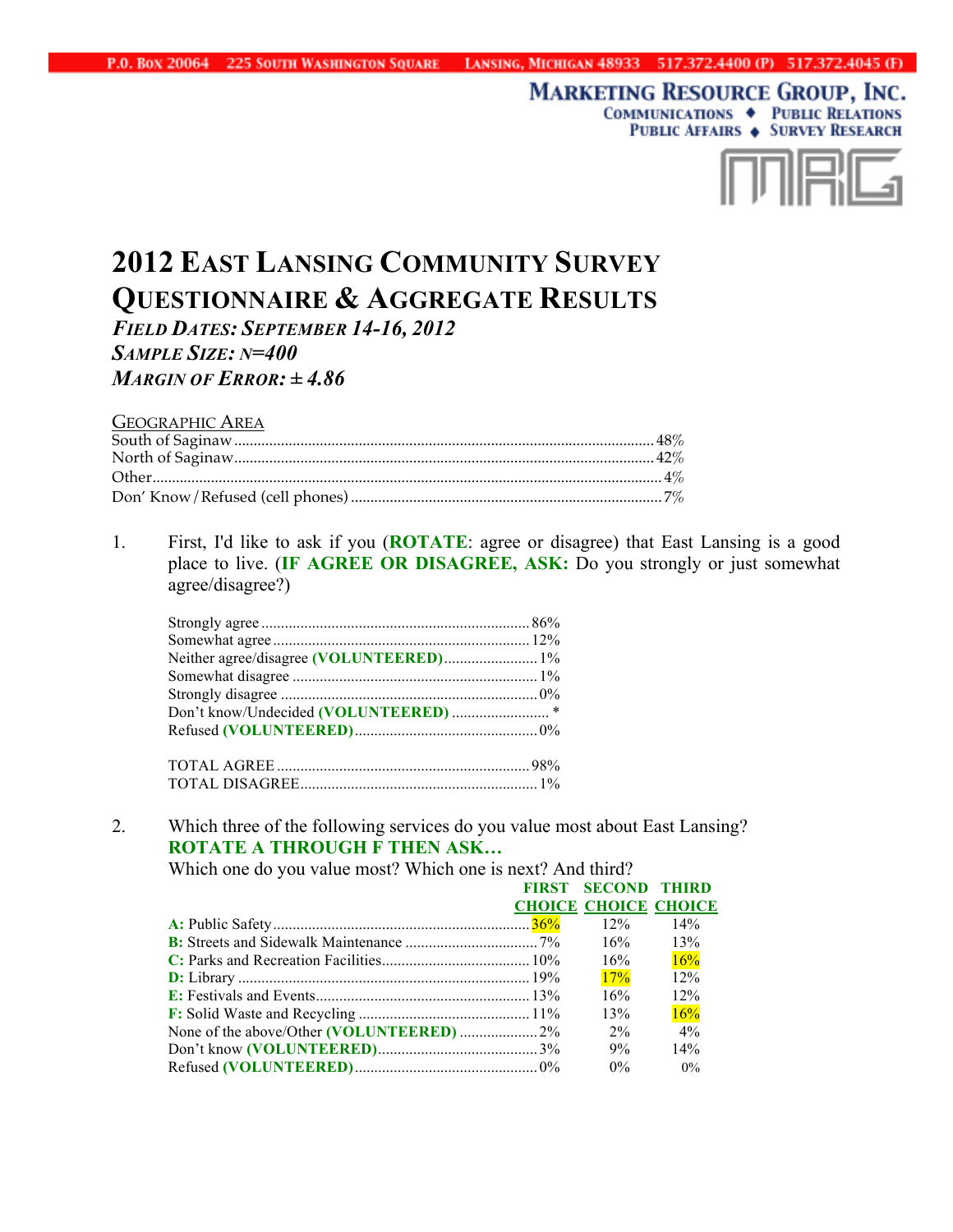P.O. Box 20064 225 South Washington Square Lansing, Michigan 48933 517.372.4400 (P) 517.372.4045 (F)

**Marketing Resource Group, Inc.**
Communications ♦ Public Relations
Public Affairs ♦ Survey Research

# 2012 East Lansing Community Survey Questionnaire & Aggregate Results

***Field Dates: September 14-16, 2012***
***Sample Size: n=400***
***Margin of Error: ± 4.86***

Geographic Area

| | |
|---|---|
| South of Saginaw | 48% |
| North of Saginaw | 42% |
| Other | 4% |
| Don' Know/Refused (cell phones) | 7% |

1. First, I'd like to ask if you (**ROTATE**: agree or disagree) that East Lansing is a good place to live. (**IF AGREE OR DISAGREE, ASK:** Do you strongly or just somewhat agree/disagree?)

| | |
|---|---|
| Strongly agree | 86% |
| Somewhat agree | 12% |
| Neither agree/disagree **(VOLUNTEERED)** | 1% |
| Somewhat disagree | 1% |
| Strongly disagree | 0% |
| Don't know/Undecided **(VOLUNTEERED)** | * |
| Refused **(VOLUNTEERED)** | 0% |
| TOTAL AGREE | 98% |
| TOTAL DISAGREE | 1% |

2. Which three of the following services do you value most about East Lansing?
**ROTATE A THROUGH F THEN ASK…**
Which one do you value most? Which one is next? And third?

| | FIRST CHOICE | SECOND CHOICE | THIRD CHOICE |
|---|---|---|---|
| **A:** Public Safety | 36% | 12% | 14% |
| **B:** Streets and Sidewalk Maintenance | 7% | 16% | 13% |
| **C:** Parks and Recreation Facilities | 10% | 16% | 16% |
| **D:** Library | 19% | 17% | 12% |
| **E:** Festivals and Events | 13% | 16% | 12% |
| **F:** Solid Waste and Recycling | 11% | 13% | 16% |
| None of the above/Other **(VOLUNTEERED)** | 2% | 2% | 4% |
| Don't know **(VOLUNTEERED)** | 3% | 9% | 14% |
| Refused **(VOLUNTEERED)** | 0% | 0% | 0% |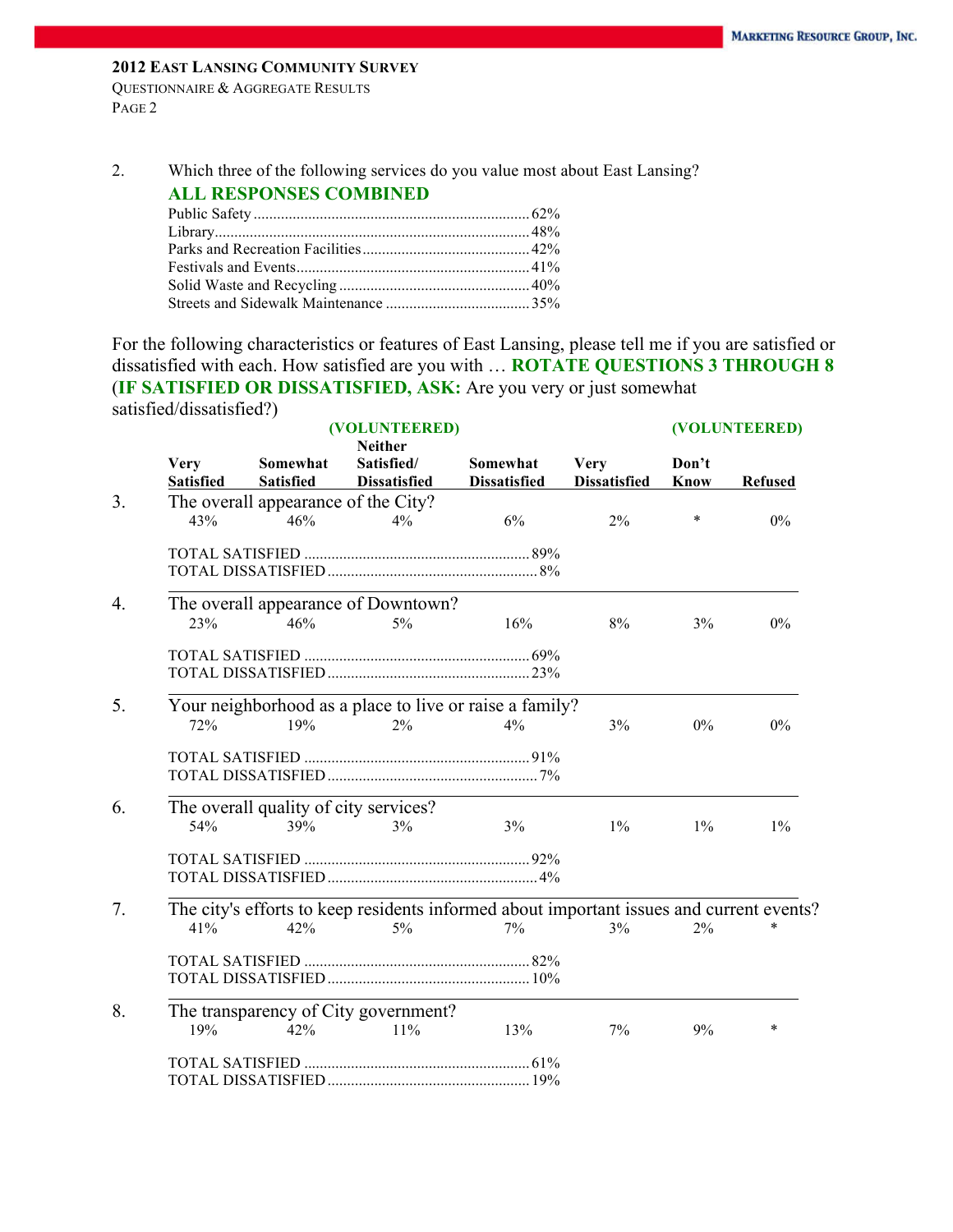2. Which three of the following services do you value most about East Lansing?

**ALL RESPONSES COMBINED**

Public Safety ........................................................................ 62%
Library.................................................................................. 48%
Parks and Recreation Facilities ........................................... 42%
Festivals and Events............................................................ 41%
Solid Waste and Recycling ................................................. 40%
Streets and Sidewalk Maintenance ..................................... 35%

For the following characteristics or features of East Lansing, please tell me if you are satisfied or dissatisfied with each. How satisfied are you with … **ROTATE QUESTIONS 3 THROUGH 8** (**IF SATISFIED OR DISSATISFIED, ASK:** Are you very or just somewhat satisfied/dissatisfied?)

| | Very Satisfied | Somewhat Satisfied | (VOLUNTEERED) Neither Satisfied/ Dissatisfied | Somewhat Dissatisfied | Very Dissatisfied | (VOLUNTEERED) Don't Know | Refused |
|---|---|---|---|---|---|---|---|
| 3. The overall appearance of the City? | 43% | 46% | 4% | 6% | 2% | * | 0% |
| 4. The overall appearance of Downtown? | 23% | 46% | 5% | 16% | 8% | 3% | 0% |
| 5. Your neighborhood as a place to live or raise a family? | 72% | 19% | 2% | 4% | 3% | 0% | 0% |
| 6. The overall quality of city services? | 54% | 39% | 3% | 3% | 1% | 1% | 1% |
| 7. The city's efforts to keep residents informed about important issues and current events? | 41% | 42% | 5% | 7% | 3% | 2% | * |
| 8. The transparency of City government? | 19% | 42% | 11% | 13% | 7% | 9% | * |

**3.**
TOTAL SATISFIED ........................................................ 89%
TOTAL DISSATISFIED .................................................... 8%

**4.**
TOTAL SATISFIED ........................................................ 69%
TOTAL DISSATISFIED .................................................. 23%

**5.**
TOTAL SATISFIED ........................................................ 91%
TOTAL DISSATISFIED .................................................... 7%

**6.**
TOTAL SATISFIED ........................................................ 92%
TOTAL DISSATISFIED .................................................... 4%

**7.**
TOTAL SATISFIED ........................................................ 82%
TOTAL DISSATISFIED .................................................. 10%

**8.**
TOTAL SATISFIED ........................................................ 61%
TOTAL DISSATISFIED .................................................. 19%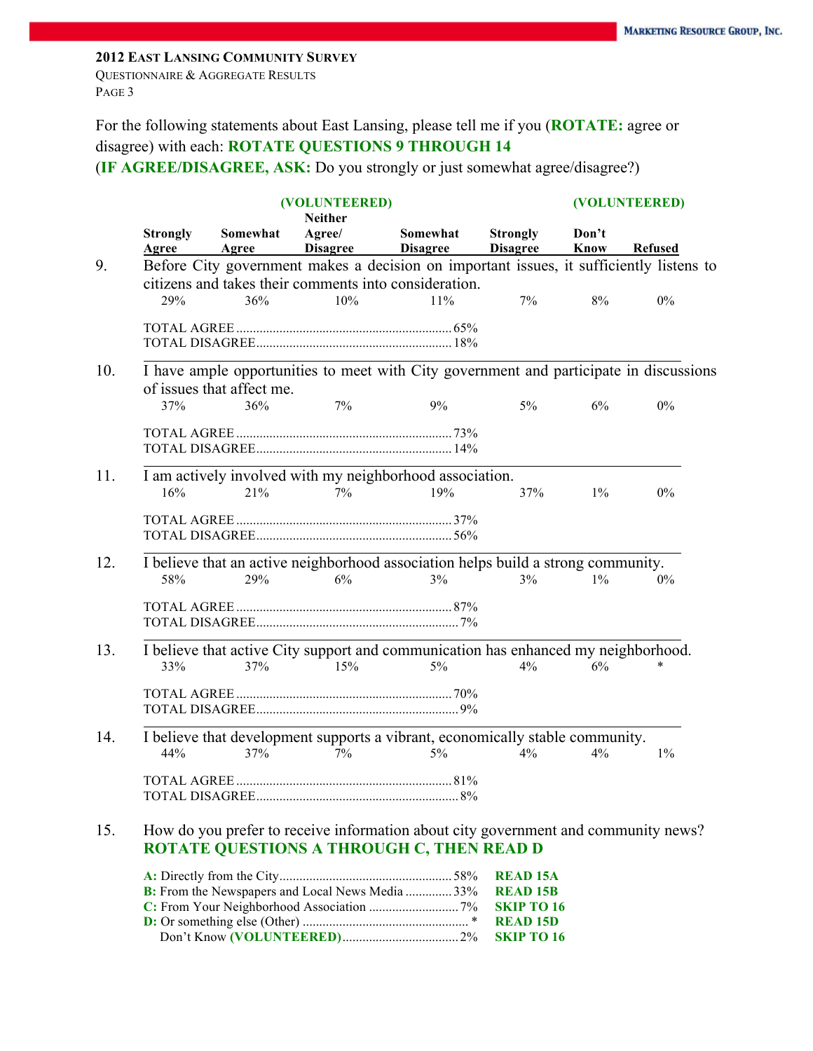**2012 EAST LANSING COMMUNITY SURVEY**
QUESTIONNAIRE & AGGREGATE RESULTS

For the following statements about East Lansing, please tell me if you (**ROTATE:** agree or disagree) with each: **ROTATE QUESTIONS 9 THROUGH 14**
(**IF AGREE/DISAGREE, ASK:** Do you strongly or just somewhat agree/disagree?)

| | Strongly Agree | Somewhat Agree | (VOLUNTEERED) Neither Agree/ Disagree | Somewhat Disagree | Strongly Disagree | (VOLUNTEERED) Don't Know | Refused |
|---|---|---|---|---|---|---|---|
| 9. Before City government makes a decision on important issues, it sufficiently listens to citizens and takes their comments into consideration. | 29% | 36% | 10% | 11% | 7% | 8% | 0% |
| 10. I have ample opportunities to meet with City government and participate in discussions of issues that affect me. | 37% | 36% | 7% | 9% | 5% | 6% | 0% |
| 11. I am actively involved with my neighborhood association. | 16% | 21% | 7% | 19% | 37% | 1% | 0% |
| 12. I believe that an active neighborhood association helps build a strong community. | 58% | 29% | 6% | 3% | 3% | 1% | 0% |
| 13. I believe that active City support and communication has enhanced my neighborhood. | 33% | 37% | 15% | 5% | 4% | 6% | * |
| 14. I believe that development supports a vibrant, economically stable community. | 44% | 37% | 7% | 5% | 4% | 4% | 1% |

9. TOTAL AGREE ........ 65%
TOTAL DISAGREE ........ 18%

10. TOTAL AGREE ........ 73%
TOTAL DISAGREE ........ 14%

11. TOTAL AGREE ........ 37%
TOTAL DISAGREE ........ 56%

12. TOTAL AGREE ........ 87%
TOTAL DISAGREE ........ 7%

13. TOTAL AGREE ........ 70%
TOTAL DISAGREE ........ 9%

14. TOTAL AGREE ........ 81%
TOTAL DISAGREE ........ 8%

15. How do you prefer to receive information about city government and community news? **ROTATE QUESTIONS A THROUGH C, THEN READ D**

| | | |
|---|---|---|
| **A:** Directly from the City | 58% | **READ 15A** |
| **B:** From the Newspapers and Local News Media | 33% | **READ 15B** |
| **C:** From Your Neighborhood Association | 7% | **SKIP TO 16** |
| **D:** Or something else (Other) | * | **READ 15D** |
| Don't Know **(VOLUNTEERED)** | 2% | **SKIP TO 16** |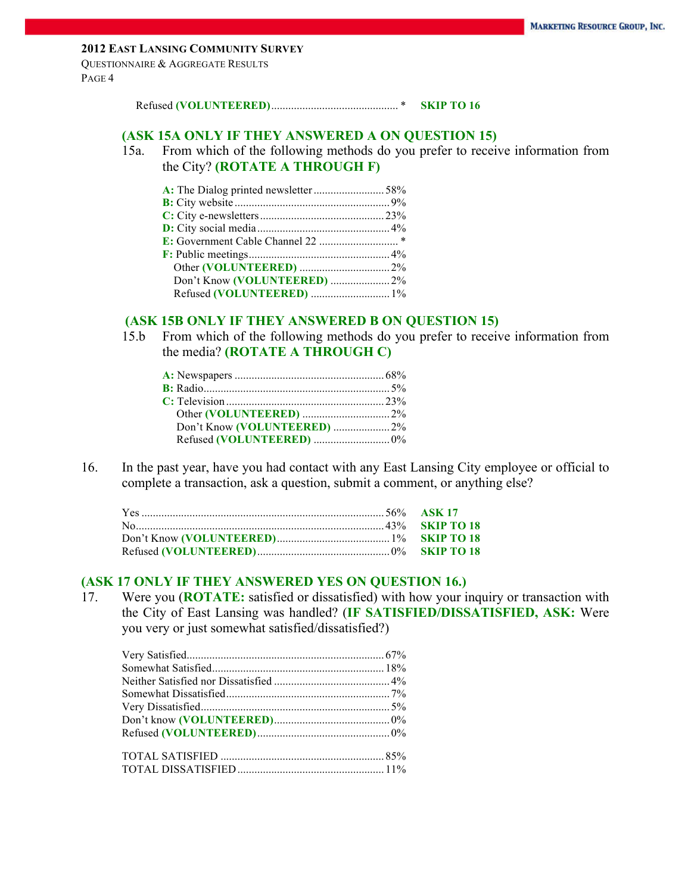Refused **(VOLUNTEERED)** ........................................... * **SKIP TO 16**

**(ASK 15A ONLY IF THEY ANSWERED A ON QUESTION 15)**

15a. From which of the following methods do you prefer to receive information from the City? **(ROTATE A THROUGH F)**

| Response | % |
|---|---|
| **A:** The Dialog printed newsletter | 58% |
| **B:** City website | 9% |
| **C:** City e-newsletters | 23% |
| **D:** City social media | 4% |
| **E:** Government Cable Channel 22 | * |
| **F:** Public meetings | 4% |
| Other **(VOLUNTEERED)** | 2% |
| Don't Know **(VOLUNTEERED)** | 2% |
| Refused **(VOLUNTEERED)** | 1% |

**(ASK 15B ONLY IF THEY ANSWERED B ON QUESTION 15)**

15.b From which of the following methods do you prefer to receive information from the media? **(ROTATE A THROUGH C)**

| Response | % |
|---|---|
| **A:** Newspapers | 68% |
| **B:** Radio | 5% |
| **C:** Television | 23% |
| Other **(VOLUNTEERED)** | 2% |
| Don't Know **(VOLUNTEERED)** | 2% |
| Refused **(VOLUNTEERED)** | 0% |

16. In the past year, have you had contact with any East Lansing City employee or official to complete a transaction, ask a question, submit a comment, or anything else?

| Response | % | Instruction |
|---|---|---|
| Yes | 56% | **ASK 17** |
| No | 43% | **SKIP TO 18** |
| Don't Know **(VOLUNTEERED)** | 1% | **SKIP TO 18** |
| Refused **(VOLUNTEERED)** | 0% | **SKIP TO 18** |

**(ASK 17 ONLY IF THEY ANSWERED YES ON QUESTION 16.)**

17. Were you (**ROTATE:** satisfied or dissatisfied) with how your inquiry or transaction with the City of East Lansing was handled? (**IF SATISFIED/DISSATISFIED, ASK:** Were you very or just somewhat satisfied/dissatisfied?)

| Response | % |
|---|---|
| Very Satisfied | 67% |
| Somewhat Satisfied | 18% |
| Neither Satisfied nor Dissatisfied | 4% |
| Somewhat Dissatisfied | 7% |
| Very Dissatisfied | 5% |
| Don't know **(VOLUNTEERED)** | 0% |
| Refused **(VOLUNTEERED)** | 0% |
| | |
| TOTAL SATISFIED | 85% |
| TOTAL DISSATISFIED | 11% |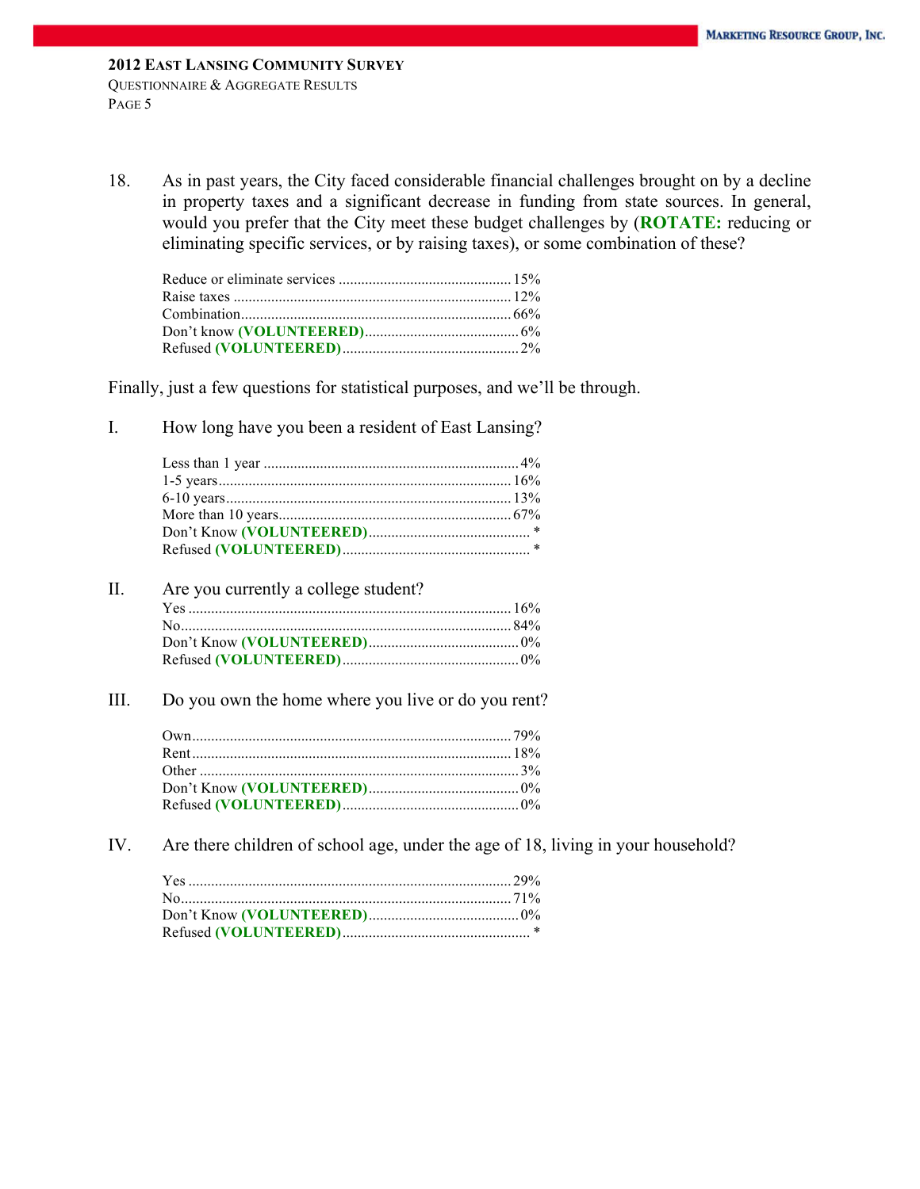18. As in past years, the City faced considerable financial challenges brought on by a decline in property taxes and a significant decrease in funding from state sources. In general, would you prefer that the City meet these budget challenges by (**ROTATE:** reducing or eliminating specific services, or by raising taxes), or some combination of these?

| | |
|---|---|
| Reduce or eliminate services | 15% |
| Raise taxes | 12% |
| Combination | 66% |
| Don't know **(VOLUNTEERED)** | 6% |
| Refused **(VOLUNTEERED)** | 2% |

Finally, just a few questions for statistical purposes, and we'll be through.

I. How long have you been a resident of East Lansing?

| | |
|---|---|
| Less than 1 year | 4% |
| 1-5 years | 16% |
| 6-10 years | 13% |
| More than 10 years | 67% |
| Don't Know **(VOLUNTEERED)** | * |
| Refused **(VOLUNTEERED)** | * |

II. Are you currently a college student?

| | |
|---|---|
| Yes | 16% |
| No | 84% |
| Don't Know **(VOLUNTEERED)** | 0% |
| Refused **(VOLUNTEERED)** | 0% |

III. Do you own the home where you live or do you rent?

| | |
|---|---|
| Own | 79% |
| Rent | 18% |
| Other | 3% |
| Don't Know **(VOLUNTEERED)** | 0% |
| Refused **(VOLUNTEERED)** | 0% |

IV. Are there children of school age, under the age of 18, living in your household?

| | |
|---|---|
| Yes | 29% |
| No | 71% |
| Don't Know **(VOLUNTEERED)** | 0% |
| Refused **(VOLUNTEERED)** | * |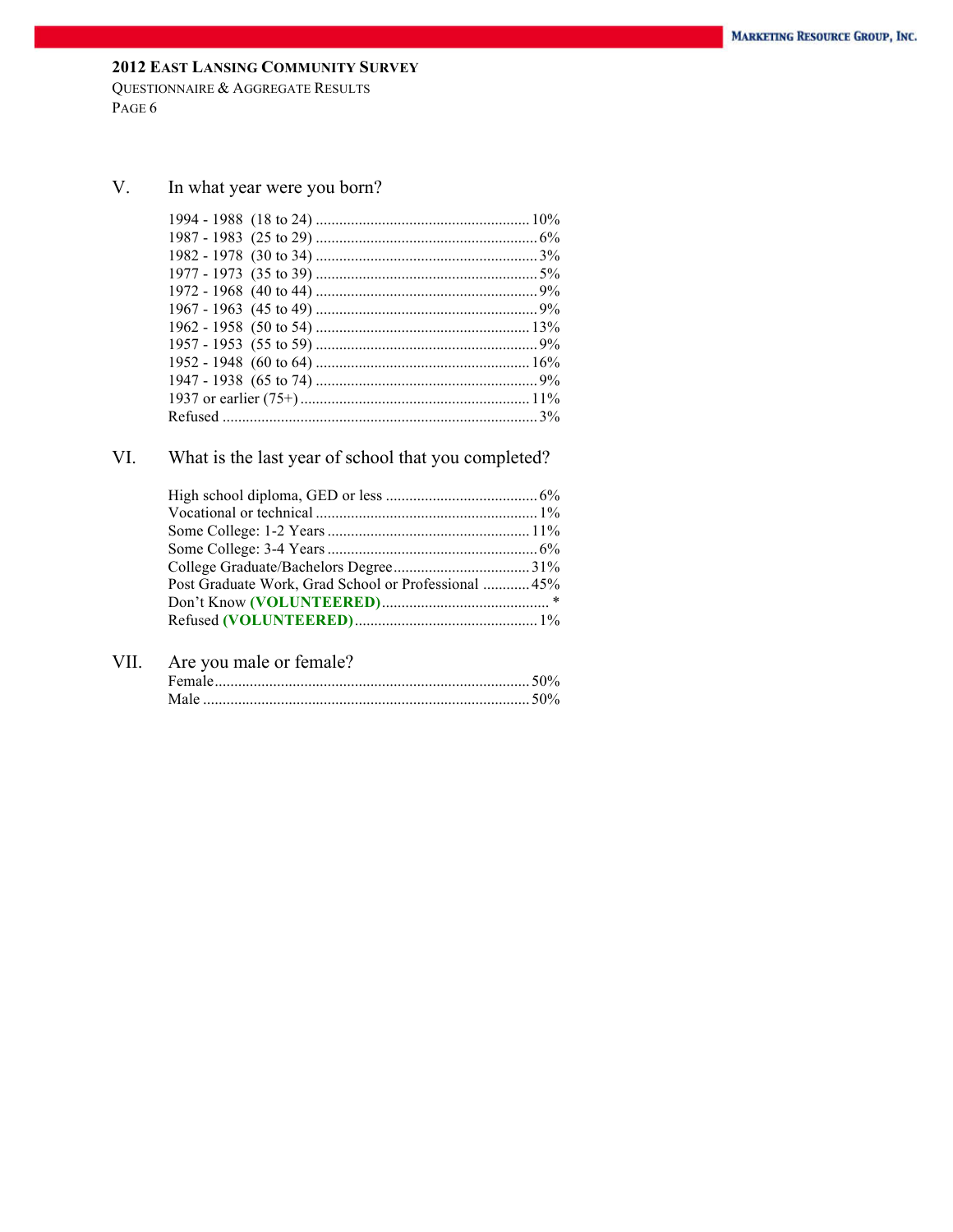V. In what year were you born?

| | |
|---|---|
| 1994 - 1988 (18 to 24) | 10% |
| 1987 - 1983 (25 to 29) | 6% |
| 1982 - 1978 (30 to 34) | 3% |
| 1977 - 1973 (35 to 39) | 5% |
| 1972 - 1968 (40 to 44) | 9% |
| 1967 - 1963 (45 to 49) | 9% |
| 1962 - 1958 (50 to 54) | 13% |
| 1957 - 1953 (55 to 59) | 9% |
| 1952 - 1948 (60 to 64) | 16% |
| 1947 - 1938 (65 to 74) | 9% |
| 1937 or earlier (75+) | 11% |
| Refused | 3% |

VI. What is the last year of school that you completed?

| | |
|---|---|
| High school diploma, GED or less | 6% |
| Vocational or technical | 1% |
| Some College: 1-2 Years | 11% |
| Some College: 3-4 Years | 6% |
| College Graduate/Bachelors Degree | 31% |
| Post Graduate Work, Grad School or Professional | 45% |
| Don't Know **(VOLUNTEERED)** | * |
| Refused **(VOLUNTEERED)** | 1% |

VII. Are you male or female?

| | |
|---|---|
| Female | 50% |
| Male | 50% |